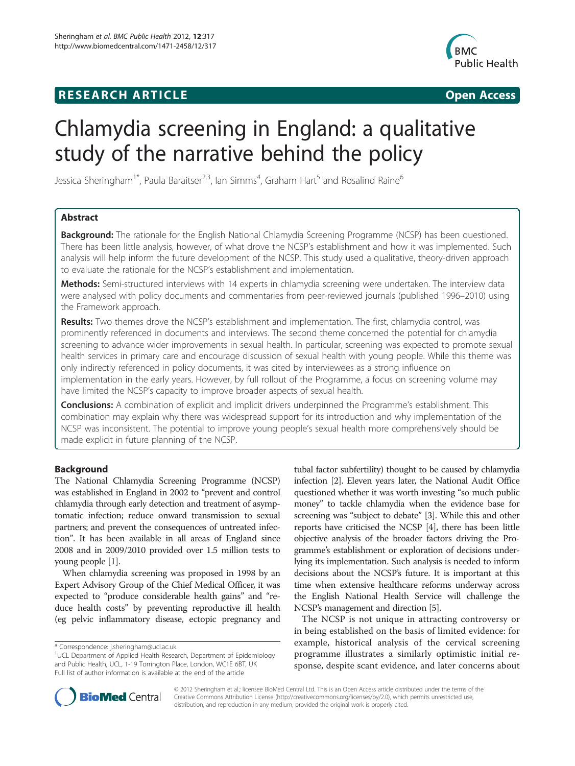**RESEARCH ARTICLE** **Open Access**

# Chlamydia screening in England: a qualitative study of the narrative behind the policy

Jessica Sheringham[1*], Paula Baraitser[2,3], Ian Simms[4], Graham Hart[5] and Rosalind Raine[6]

## Abstract

**Background:** The rationale for the English National Chlamydia Screening Programme (NCSP) has been questioned. There has been little analysis, however, of what drove the NCSP's establishment and how it was implemented. Such analysis will help inform the future development of the NCSP. This study used a qualitative, theory-driven approach to evaluate the rationale for the NCSP's establishment and implementation.

**Methods:** Semi-structured interviews with 14 experts in chlamydia screening were undertaken. The interview data were analysed with policy documents and commentaries from peer-reviewed journals (published 1996–2010) using the Framework approach.

**Results:** Two themes drove the NCSP's establishment and implementation. The first, chlamydia control, was prominently referenced in documents and interviews. The second theme concerned the potential for chlamydia screening to advance wider improvements in sexual health. In particular, screening was expected to promote sexual health services in primary care and encourage discussion of sexual health with young people. While this theme was only indirectly referenced in policy documents, it was cited by interviewees as a strong influence on implementation in the early years. However, by full rollout of the Programme, a focus on screening volume may have limited the NCSP's capacity to improve broader aspects of sexual health.

**Conclusions:** A combination of explicit and implicit drivers underpinned the Programme's establishment. This combination may explain why there was widespread support for its introduction and why implementation of the NCSP was inconsistent. The potential to improve young people's sexual health more comprehensively should be made explicit in future planning of the NCSP.

## Background

The National Chlamydia Screening Programme (NCSP) was established in England in 2002 to "prevent and control chlamydia through early detection and treatment of asymptomatic infection; reduce onward transmission to sexual partners; and prevent the consequences of untreated infection". It has been available in all areas of England since 2008 and in 2009/2010 provided over 1.5 million tests to young people [1].

When chlamydia screening was proposed in 1998 by an Expert Advisory Group of the Chief Medical Officer, it was expected to "produce considerable health gains" and "reduce health costs" by preventing reproductive ill health (eg pelvic inflammatory disease, ectopic pregnancy and tubal factor subfertility) thought to be caused by chlamydia infection [2]. Eleven years later, the National Audit Office questioned whether it was worth investing "so much public money" to tackle chlamydia when the evidence base for screening was "subject to debate" [3]. While this and other reports have criticised the NCSP [4], there has been little objective analysis of the broader factors driving the Programme's establishment or exploration of decisions underlying its implementation. Such analysis is needed to inform decisions about the NCSP's future. It is important at this time when extensive healthcare reforms underway across the English National Health Service will challenge the NCSP's management and direction [5].

The NCSP is not unique in attracting controversy or in being established on the basis of limited evidence: for example, historical analysis of the cervical screening programme illustrates a similarly optimistic initial response, despite scant evidence, and later concerns about

\* Correspondence: j.sheringham@ucl.ac.uk
[1]UCL Department of Applied Health Research, Department of Epidemiology and Public Health, UCL, 1-19 Torrington Place, London, WC1E 6BT, UK
Full list of author information is available at the end of the article

© 2012 Sheringham et al.; licensee BioMed Central Ltd. This is an Open Access article distributed under the terms of the Creative Commons Attribution License (http://creativecommons.org/licenses/by/2.0), which permits unrestricted use, distribution, and reproduction in any medium, provided the original work is properly cited.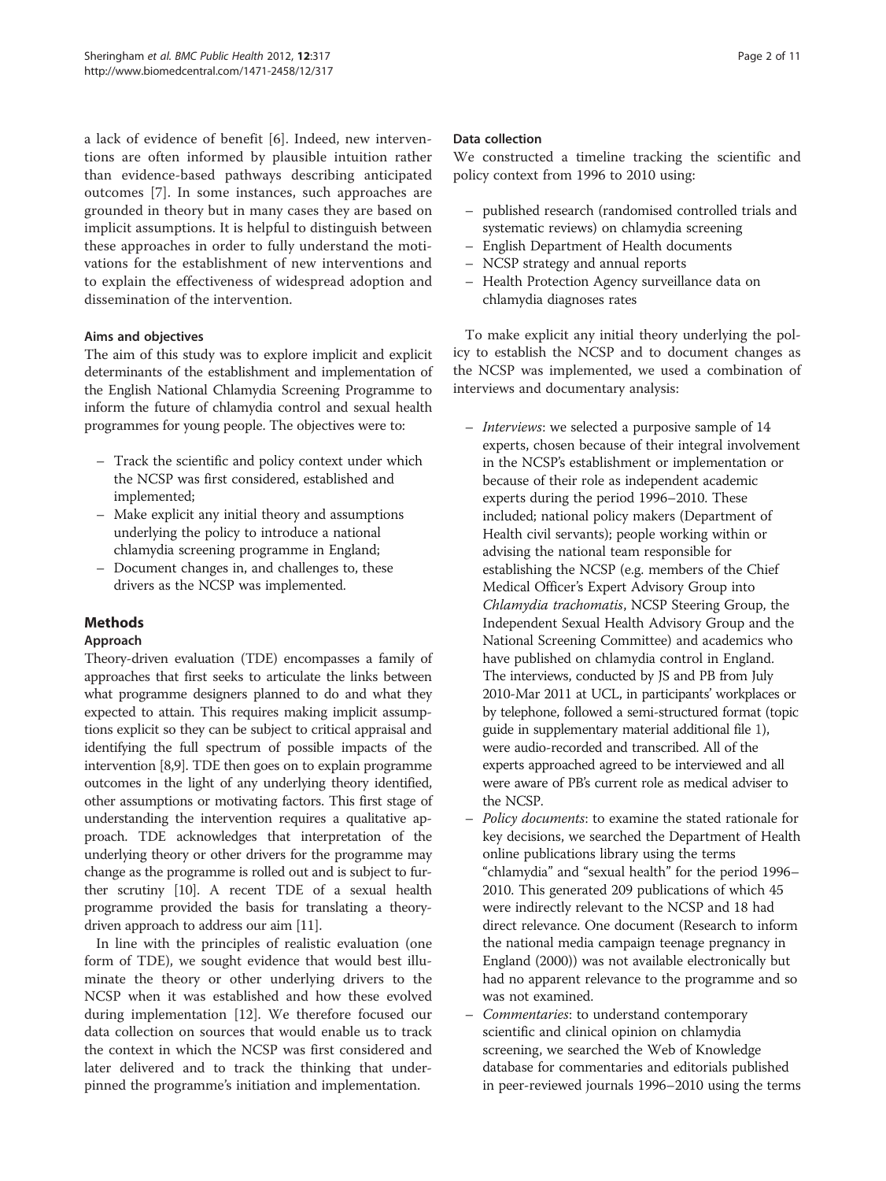a lack of evidence of benefit [6]. Indeed, new interventions are often informed by plausible intuition rather than evidence-based pathways describing anticipated outcomes [7]. In some instances, such approaches are grounded in theory but in many cases they are based on implicit assumptions. It is helpful to distinguish between these approaches in order to fully understand the motivations for the establishment of new interventions and to explain the effectiveness of widespread adoption and dissemination of the intervention.

### Aims and objectives

The aim of this study was to explore implicit and explicit determinants of the establishment and implementation of the English National Chlamydia Screening Programme to inform the future of chlamydia control and sexual health programmes for young people. The objectives were to:

- Track the scientific and policy context under which the NCSP was first considered, established and implemented;
- Make explicit any initial theory and assumptions underlying the policy to introduce a national chlamydia screening programme in England;
- Document changes in, and challenges to, these drivers as the NCSP was implemented.

## Methods

### Approach

Theory-driven evaluation (TDE) encompasses a family of approaches that first seeks to articulate the links between what programme designers planned to do and what they expected to attain. This requires making implicit assumptions explicit so they can be subject to critical appraisal and identifying the full spectrum of possible impacts of the intervention [8,9]. TDE then goes on to explain programme outcomes in the light of any underlying theory identified, other assumptions or motivating factors. This first stage of understanding the intervention requires a qualitative approach. TDE acknowledges that interpretation of the underlying theory or other drivers for the programme may change as the programme is rolled out and is subject to further scrutiny [10]. A recent TDE of a sexual health programme provided the basis for translating a theory-driven approach to address our aim [11].

In line with the principles of realistic evaluation (one form of TDE), we sought evidence that would best illuminate the theory or other underlying drivers to the NCSP when it was established and how these evolved during implementation [12]. We therefore focused our data collection on sources that would enable us to track the context in which the NCSP was first considered and later delivered and to track the thinking that underpinned the programme's initiation and implementation.

### Data collection

We constructed a timeline tracking the scientific and policy context from 1996 to 2010 using:

- published research (randomised controlled trials and systematic reviews) on chlamydia screening
- English Department of Health documents
- NCSP strategy and annual reports
- Health Protection Agency surveillance data on chlamydia diagnoses rates

To make explicit any initial theory underlying the policy to establish the NCSP and to document changes as the NCSP was implemented, we used a combination of interviews and documentary analysis:

- *Interviews*: we selected a purposive sample of 14 experts, chosen because of their integral involvement in the NCSP's establishment or implementation or because of their role as independent academic experts during the period 1996–2010. These included; national policy makers (Department of Health civil servants); people working within or advising the national team responsible for establishing the NCSP (e.g. members of the Chief Medical Officer's Expert Advisory Group into *Chlamydia trachomatis*, NCSP Steering Group, the Independent Sexual Health Advisory Group and the National Screening Committee) and academics who have published on chlamydia control in England. The interviews, conducted by JS and PB from July 2010-Mar 2011 at UCL, in participants' workplaces or by telephone, followed a semi-structured format (topic guide in supplementary material additional file 1), were audio-recorded and transcribed. All of the experts approached agreed to be interviewed and all were aware of PB's current role as medical adviser to the NCSP.
- *Policy documents*: to examine the stated rationale for key decisions, we searched the Department of Health online publications library using the terms "chlamydia" and "sexual health" for the period 1996–2010. This generated 209 publications of which 45 were indirectly relevant to the NCSP and 18 had direct relevance. One document (Research to inform the national media campaign teenage pregnancy in England (2000)) was not available electronically but had no apparent relevance to the programme and so was not examined.
- *Commentaries*: to understand contemporary scientific and clinical opinion on chlamydia screening, we searched the Web of Knowledge database for commentaries and editorials published in peer-reviewed journals 1996–2010 using the terms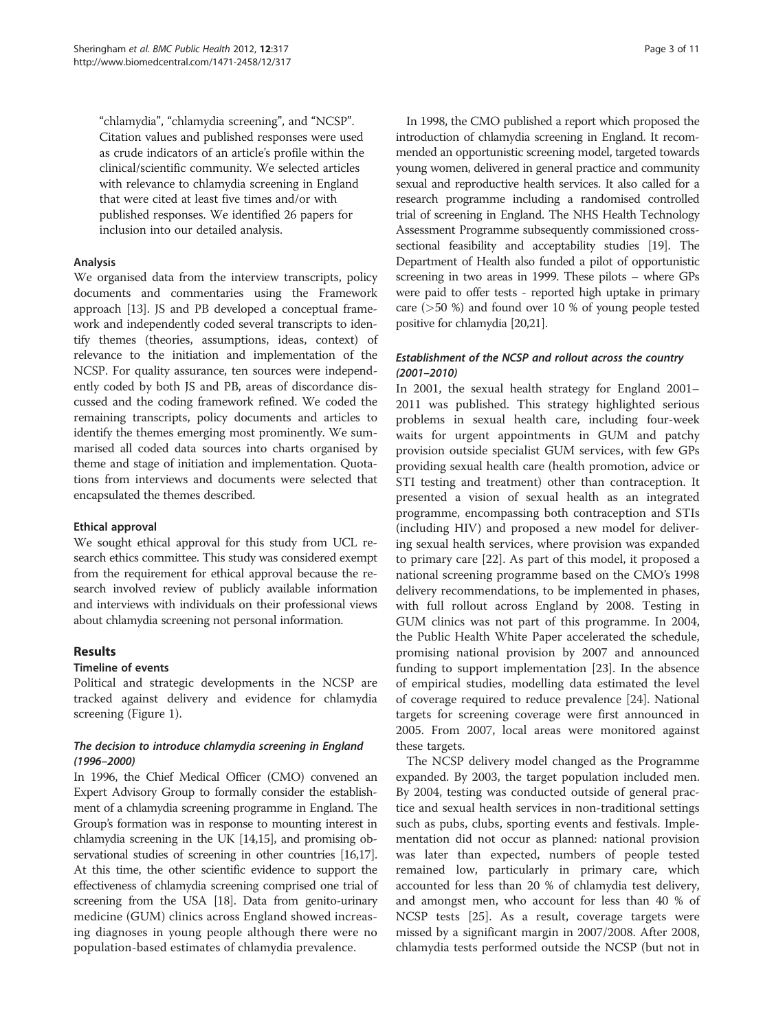"chlamydia", "chlamydia screening", and "NCSP". Citation values and published responses were used as crude indicators of an article's profile within the clinical/scientific community. We selected articles with relevance to chlamydia screening in England that were cited at least five times and/or with published responses. We identified 26 papers for inclusion into our detailed analysis.

### Analysis

We organised data from the interview transcripts, policy documents and commentaries using the Framework approach [13]. JS and PB developed a conceptual framework and independently coded several transcripts to identify themes (theories, assumptions, ideas, context) of relevance to the initiation and implementation of the NCSP. For quality assurance, ten sources were independently coded by both JS and PB, areas of discordance discussed and the coding framework refined. We coded the remaining transcripts, policy documents and articles to identify the themes emerging most prominently. We summarised all coded data sources into charts organised by theme and stage of initiation and implementation. Quotations from interviews and documents were selected that encapsulated the themes described.

### Ethical approval

We sought ethical approval for this study from UCL research ethics committee. This study was considered exempt from the requirement for ethical approval because the research involved review of publicly available information and interviews with individuals on their professional views about chlamydia screening not personal information.

## Results

### Timeline of events

Political and strategic developments in the NCSP are tracked against delivery and evidence for chlamydia screening (Figure 1).

#### *The decision to introduce chlamydia screening in England (1996–2000)*

In 1996, the Chief Medical Officer (CMO) convened an Expert Advisory Group to formally consider the establishment of a chlamydia screening programme in England. The Group's formation was in response to mounting interest in chlamydia screening in the UK [14,15], and promising observational studies of screening in other countries [16,17]. At this time, the other scientific evidence to support the effectiveness of chlamydia screening comprised one trial of screening from the USA [18]. Data from genito-urinary medicine (GUM) clinics across England showed increasing diagnoses in young people although there were no population-based estimates of chlamydia prevalence.

In 1998, the CMO published a report which proposed the introduction of chlamydia screening in England. It recommended an opportunistic screening model, targeted towards young women, delivered in general practice and community sexual and reproductive health services. It also called for a research programme including a randomised controlled trial of screening in England. The NHS Health Technology Assessment Programme subsequently commissioned cross-sectional feasibility and acceptability studies [19]. The Department of Health also funded a pilot of opportunistic screening in two areas in 1999. These pilots – where GPs were paid to offer tests - reported high uptake in primary care (>50 %) and found over 10 % of young people tested positive for chlamydia [20,21].

#### *Establishment of the NCSP and rollout across the country (2001–2010)*

In 2001, the sexual health strategy for England 2001–2011 was published. This strategy highlighted serious problems in sexual health care, including four-week waits for urgent appointments in GUM and patchy provision outside specialist GUM services, with few GPs providing sexual health care (health promotion, advice or STI testing and treatment) other than contraception. It presented a vision of sexual health as an integrated programme, encompassing both contraception and STIs (including HIV) and proposed a new model for delivering sexual health services, where provision was expanded to primary care [22]. As part of this model, it proposed a national screening programme based on the CMO's 1998 delivery recommendations, to be implemented in phases, with full rollout across England by 2008. Testing in GUM clinics was not part of this programme. In 2004, the Public Health White Paper accelerated the schedule, promising national provision by 2007 and announced funding to support implementation [23]. In the absence of empirical studies, modelling data estimated the level of coverage required to reduce prevalence [24]. National targets for screening coverage were first announced in 2005. From 2007, local areas were monitored against these targets.

The NCSP delivery model changed as the Programme expanded. By 2003, the target population included men. By 2004, testing was conducted outside of general practice and sexual health services in non-traditional settings such as pubs, clubs, sporting events and festivals. Implementation did not occur as planned: national provision was later than expected, numbers of people tested remained low, particularly in primary care, which accounted for less than 20 % of chlamydia test delivery, and amongst men, who account for less than 40 % of NCSP tests [25]. As a result, coverage targets were missed by a significant margin in 2007/2008. After 2008, chlamydia tests performed outside the NCSP (but not in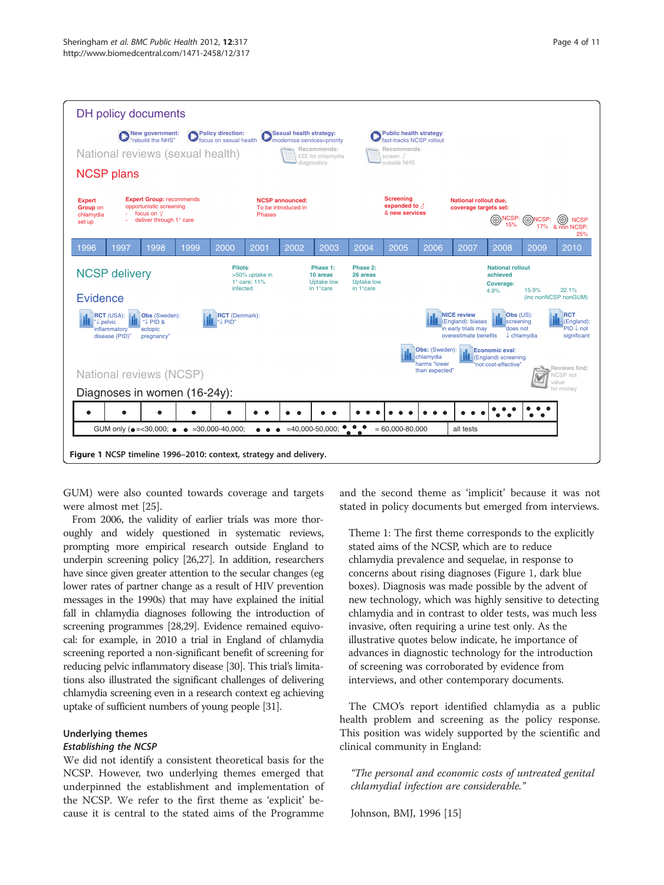**Figure 1** NCSP timeline 1996–2010: context, strategy and delivery.

GUM) were also counted towards coverage and targets were almost met [25].

From 2006, the validity of earlier trials was more thoroughly and widely questioned in systematic reviews, prompting more empirical research outside England to underpin screening policy [26,27]. In addition, researchers have since given greater attention to the secular changes (eg lower rates of partner change as a result of HIV prevention messages in the 1990s) that may have explained the initial fall in chlamydia diagnoses following the introduction of screening programmes [28,29]. Evidence remained equivocal: for example, in 2010 a trial in England of chlamydia screening reported a non-significant benefit of screening for reducing pelvic inflammatory disease [30]. This trial's limitations also illustrated the significant challenges of delivering chlamydia screening even in a research context eg achieving uptake of sufficient numbers of young people [31].

## Underlying themes

### *Establishing the NCSP*

We did not identify a consistent theoretical basis for the NCSP. However, two underlying themes emerged that underpinned the establishment and implementation of the NCSP. We refer to the first theme as 'explicit' because it is central to the stated aims of the Programme and the second theme as 'implicit' because it was not stated in policy documents but emerged from interviews.

> Theme 1: The first theme corresponds to the explicitly stated aims of the NCSP, which are to reduce chlamydia prevalence and sequelae, in response to concerns about rising diagnoses (Figure 1, dark blue boxes). Diagnosis was made possible by the advent of new technology, which was highly sensitive to detecting chlamydia and in contrast to older tests, was much less invasive, often requiring a urine test only. As the illustrative quotes below indicate, he importance of advances in diagnostic technology for the introduction of screening was corroborated by evidence from interviews, and other contemporary documents.

The CMO's report identified chlamydia as a public health problem and screening as the policy response. This position was widely supported by the scientific and clinical community in England:

> *"The personal and economic costs of untreated genital chlamydial infection are considerable."*
>
> Johnson, BMJ, 1996 [15]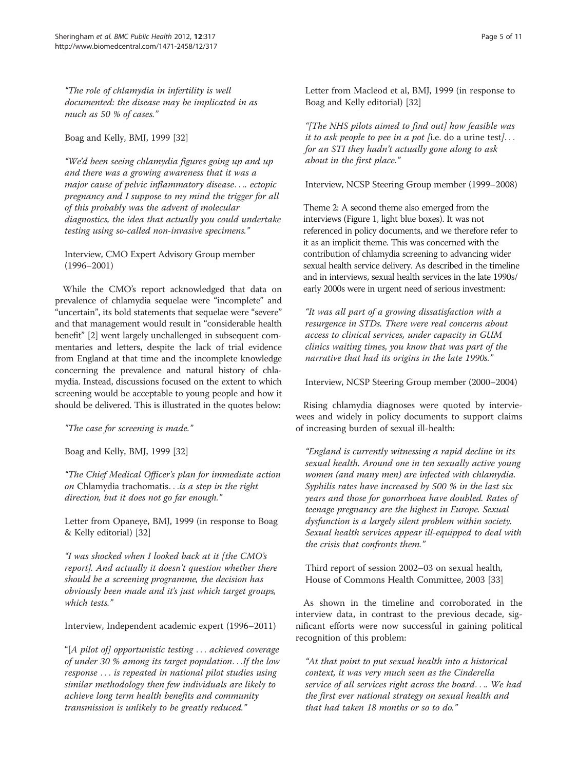*"The role of chlamydia in infertility is well documented: the disease may be implicated in as much as 50 % of cases."*

Boag and Kelly, BMJ, 1999 [32]

*"We'd been seeing chlamydia figures going up and up and there was a growing awareness that it was a major cause of pelvic inflammatory disease.... ectopic pregnancy and I suppose to my mind the trigger for all of this probably was the advent of molecular diagnostics, the idea that actually you could undertake testing using so-called non-invasive specimens."*

Interview, CMO Expert Advisory Group member (1996–2001)

While the CMO's report acknowledged that data on prevalence of chlamydia sequelae were "incomplete" and "uncertain", its bold statements that sequelae were "severe" and that management would result in "considerable health benefit" [2] went largely unchallenged in subsequent commentaries and letters, despite the lack of trial evidence from England at that time and the incomplete knowledge concerning the prevalence and natural history of chlamydia. Instead, discussions focused on the extent to which screening would be acceptable to young people and how it should be delivered. This is illustrated in the quotes below:

*"The case for screening is made."*

Boag and Kelly, BMJ, 1999 [32]

*"The Chief Medical Officer's plan for immediate action on* Chlamydia trachomatis*...is a step in the right direction, but it does not go far enough."*

Letter from Opaneye, BMJ, 1999 (in response to Boag & Kelly editorial) [32]

*"I was shocked when I looked back at it [the CMO's report]. And actually it doesn't question whether there should be a screening programme, the decision has obviously been made and it's just which target groups, which tests."*

Interview, Independent academic expert (1996–2011)

*"[A pilot of] opportunistic testing ... achieved coverage of under 30 % among its target population...If the low response ... is repeated in national pilot studies using similar methodology then few individuals are likely to achieve long term health benefits and community transmission is unlikely to be greatly reduced."*

Letter from Macleod et al, BMJ, 1999 (in response to Boag and Kelly editorial) [32]

*"[The NHS pilots aimed to find out] how feasible was it to ask people to pee in a pot [*i.e. do a urine test*]... for an STI they hadn't actually gone along to ask about in the first place."*

Interview, NCSP Steering Group member (1999–2008)

Theme 2: A second theme also emerged from the interviews (Figure 1, light blue boxes). It was not referenced in policy documents, and we therefore refer to it as an implicit theme. This was concerned with the contribution of chlamydia screening to advancing wider sexual health service delivery. As described in the timeline and in interviews, sexual health services in the late 1990s/early 2000s were in urgent need of serious investment:

*"It was all part of a growing dissatisfaction with a resurgence in STDs. There were real concerns about access to clinical services, under capacity in GUM clinics waiting times, you know that was part of the narrative that had its origins in the late 1990s."*

Interview, NCSP Steering Group member (2000–2004)

Rising chlamydia diagnoses were quoted by interviewees and widely in policy documents to support claims of increasing burden of sexual ill-health:

*"England is currently witnessing a rapid decline in its sexual health. Around one in ten sexually active young women (and many men) are infected with chlamydia. Syphilis rates have increased by 500 % in the last six years and those for gonorrhoea have doubled. Rates of teenage pregnancy are the highest in Europe. Sexual dysfunction is a largely silent problem within society. Sexual health services appear ill-equipped to deal with the crisis that confronts them."*

Third report of session 2002–03 on sexual health, House of Commons Health Committee, 2003 [33]

As shown in the timeline and corroborated in the interview data, in contrast to the previous decade, significant efforts were now successful in gaining political recognition of this problem:

*"At that point to put sexual health into a historical context, it was very much seen as the Cinderella service of all services right across the board.... We had the first ever national strategy on sexual health and that had taken 18 months or so to do."*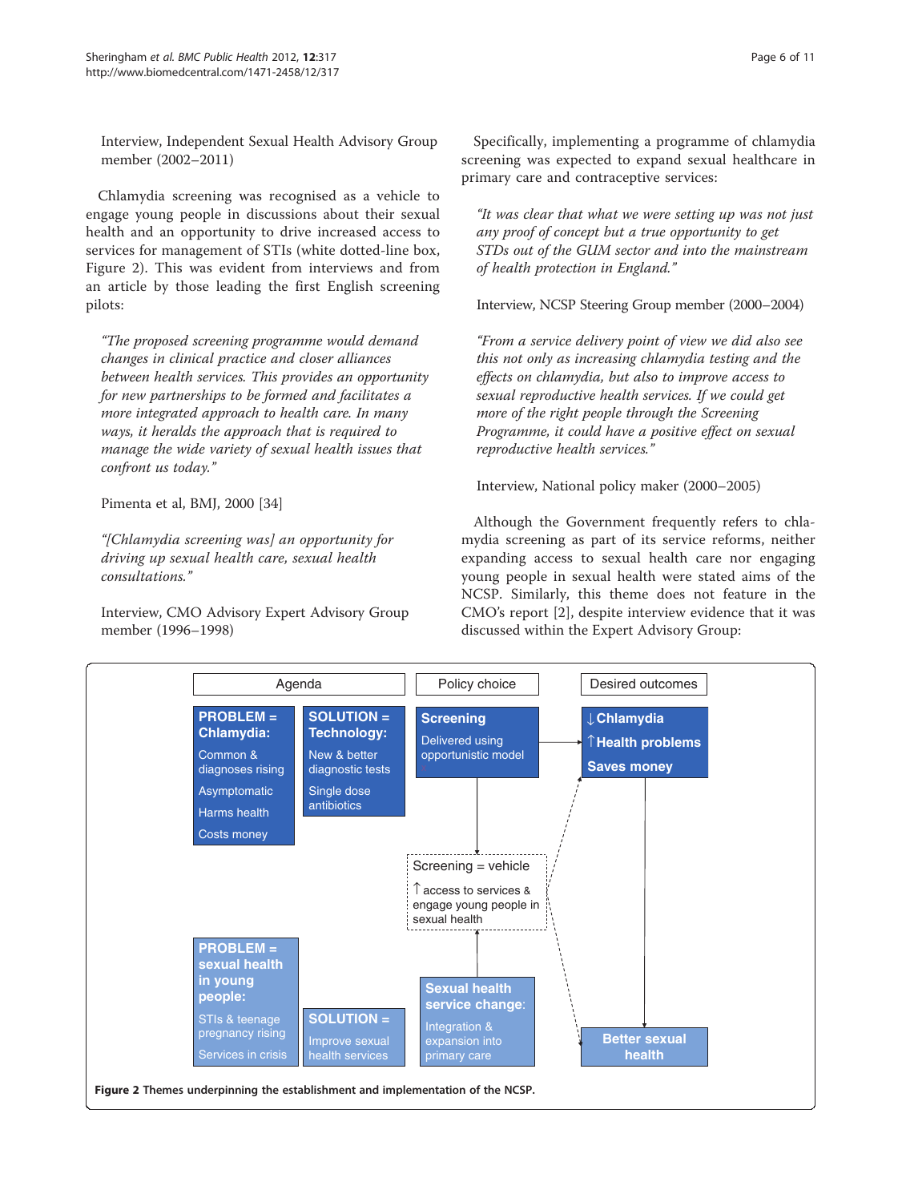Interview, Independent Sexual Health Advisory Group member (2002–2011)

Chlamydia screening was recognised as a vehicle to engage young people in discussions about their sexual health and an opportunity to drive increased access to services for management of STIs (white dotted-line box, Figure 2). This was evident from interviews and from an article by those leading the first English screening pilots:

> *"The proposed screening programme would demand changes in clinical practice and closer alliances between health services. This provides an opportunity for new partnerships to be formed and facilitates a more integrated approach to health care. In many ways, it heralds the approach that is required to manage the wide variety of sexual health issues that confront us today."*
>
> Pimenta et al, BMJ, 2000 [34]

> *"[Chlamydia screening was] an opportunity for driving up sexual health care, sexual health consultations."*
>
> Interview, CMO Advisory Expert Advisory Group member (1996–1998)

Specifically, implementing a programme of chlamydia screening was expected to expand sexual healthcare in primary care and contraceptive services:

> *"It was clear that what we were setting up was not just any proof of concept but a true opportunity to get STDs out of the GUM sector and into the mainstream of health protection in England."*
>
> Interview, NCSP Steering Group member (2000–2004)

> *"From a service delivery point of view we did also see this not only as increasing chlamydia testing and the effects on chlamydia, but also to improve access to sexual reproductive health services. If we could get more of the right people through the Screening Programme, it could have a positive effect on sexual reproductive health services."*
>
> Interview, National policy maker (2000–2005)

Although the Government frequently refers to chlamydia screening as part of its service reforms, neither expanding access to sexual health care nor engaging young people in sexual health were stated aims of the NCSP. Similarly, this theme does not feature in the CMO's report [2], despite interview evidence that it was discussed within the Expert Advisory Group:

| Agenda | | Policy choice | Desired outcomes |
|---|---|---|---|
| **PROBLEM = Chlamydia:** Common & diagnoses rising; Asymptomatic; Harms health; Costs money | **SOLUTION = Technology:** New & better diagnostic tests; Single dose antibiotics | **Screening** Delivered using opportunistic model | ↓ **Chlamydia** ↑ **Health problems** **Saves money** |
| | | Screening = vehicle: ↑ access to services & engage young people in sexual health | |
| **PROBLEM = sexual health in young people:** STIs & teenage pregnancy rising; Services in crisis | **SOLUTION =** Improve sexual health services | **Sexual health service change:** Integration & expansion into primary care | **Better sexual health** |

**Figure 2** Themes underpinning the establishment and implementation of the NCSP.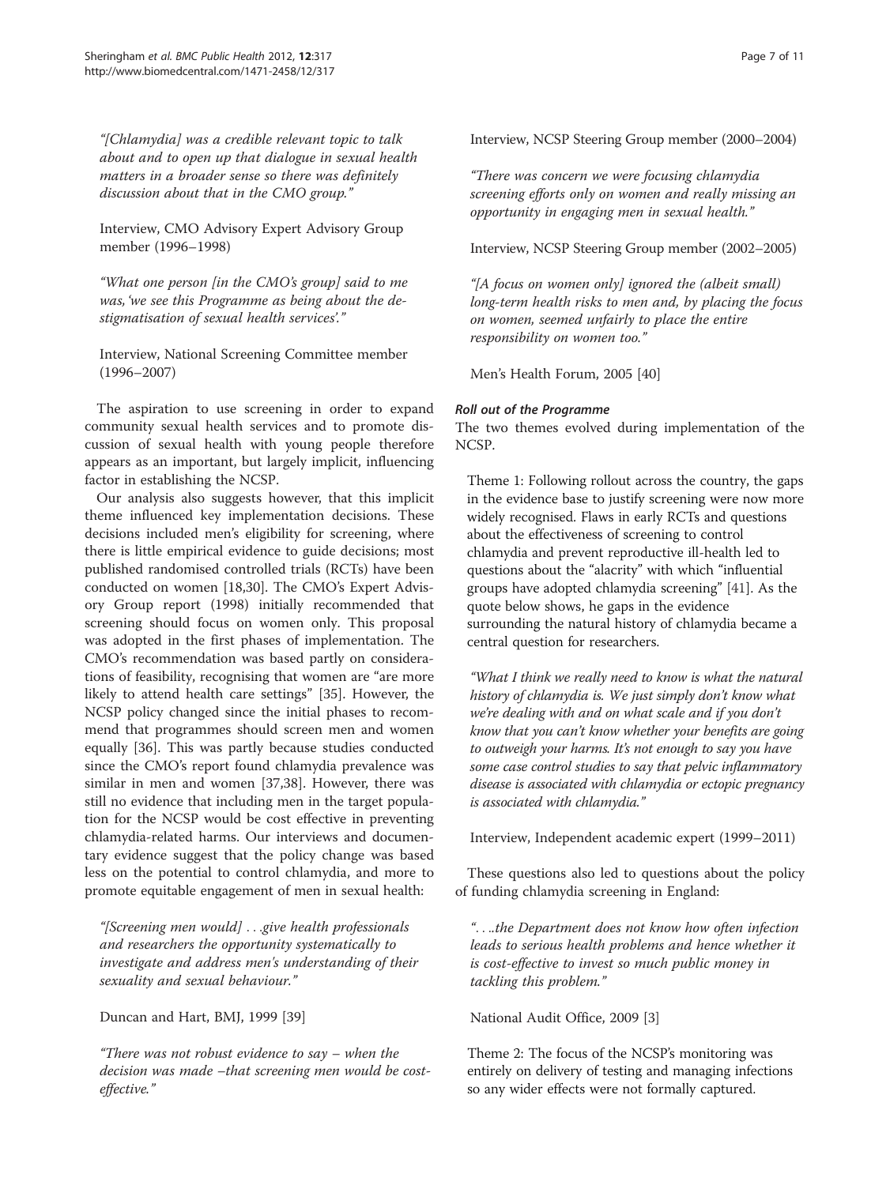*"[Chlamydia] was a credible relevant topic to talk about and to open up that dialogue in sexual health matters in a broader sense so there was definitely discussion about that in the CMO group."*

Interview, CMO Advisory Expert Advisory Group member (1996–1998)

*"What one person [in the CMO's group] said to me was, 'we see this Programme as being about the de-stigmatisation of sexual health services'."*

Interview, National Screening Committee member (1996–2007)

The aspiration to use screening in order to expand community sexual health services and to promote discussion of sexual health with young people therefore appears as an important, but largely implicit, influencing factor in establishing the NCSP.

Our analysis also suggests however, that this implicit theme influenced key implementation decisions. These decisions included men's eligibility for screening, where there is little empirical evidence to guide decisions; most published randomised controlled trials (RCTs) have been conducted on women [18,30]. The CMO's Expert Advisory Group report (1998) initially recommended that screening should focus on women only. This proposal was adopted in the first phases of implementation. The CMO's recommendation was based partly on considerations of feasibility, recognising that women are "are more likely to attend health care settings" [35]. However, the NCSP policy changed since the initial phases to recommend that programmes should screen men and women equally [36]. This was partly because studies conducted since the CMO's report found chlamydia prevalence was similar in men and women [37,38]. However, there was still no evidence that including men in the target population for the NCSP would be cost effective in preventing chlamydia-related harms. Our interviews and documentary evidence suggest that the policy change was based less on the potential to control chlamydia, and more to promote equitable engagement of men in sexual health:

*"[Screening men would] . . .give health professionals and researchers the opportunity systematically to investigate and address men's understanding of their sexuality and sexual behaviour."*

Duncan and Hart, BMJ, 1999 [39]

*"There was not robust evidence to say – when the decision was made –that screening men would be cost-effective."*

Interview, NCSP Steering Group member (2000–2004)

*"There was concern we were focusing chlamydia screening efforts only on women and really missing an opportunity in engaging men in sexual health."*

Interview, NCSP Steering Group member (2002–2005)

*"[A focus on women only] ignored the (albeit small) long-term health risks to men and, by placing the focus on women, seemed unfairly to place the entire responsibility on women too."*

Men's Health Forum, 2005 [40]

#### Roll out of the Programme

The two themes evolved during implementation of the NCSP.

Theme 1: Following rollout across the country, the gaps in the evidence base to justify screening were now more widely recognised. Flaws in early RCTs and questions about the effectiveness of screening to control chlamydia and prevent reproductive ill-health led to questions about the "alacrity" with which "influential groups have adopted chlamydia screening" [41]. As the quote below shows, he gaps in the evidence surrounding the natural history of chlamydia became a central question for researchers.

*"What I think we really need to know is what the natural history of chlamydia is. We just simply don't know what we're dealing with and on what scale and if you don't know that you can't know whether your benefits are going to outweigh your harms. It's not enough to say you have some case control studies to say that pelvic inflammatory disease is associated with chlamydia or ectopic pregnancy is associated with chlamydia."*

Interview, Independent academic expert (1999–2011)

These questions also led to questions about the policy of funding chlamydia screening in England:

*". . ..the Department does not know how often infection leads to serious health problems and hence whether it is cost-effective to invest so much public money in tackling this problem."*

National Audit Office, 2009 [3]

Theme 2: The focus of the NCSP's monitoring was entirely on delivery of testing and managing infections so any wider effects were not formally captured.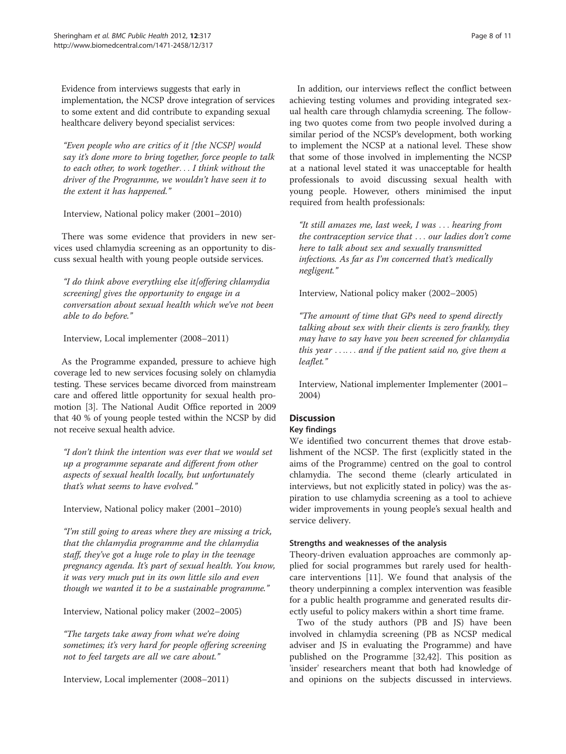Evidence from interviews suggests that early in implementation, the NCSP drove integration of services to some extent and did contribute to expanding sexual healthcare delivery beyond specialist services:

> *"Even people who are critics of it [the NCSP] would say it's done more to bring together, force people to talk to each other, to work together… I think without the driver of the Programme, we wouldn't have seen it to the extent it has happened."*
>
> Interview, National policy maker (2001–2010)

There was some evidence that providers in new services used chlamydia screening as an opportunity to discuss sexual health with young people outside services.

> *"I do think above everything else it[offering chlamydia screening] gives the opportunity to engage in a conversation about sexual health which we've not been able to do before."*
>
> Interview, Local implementer (2008–2011)

As the Programme expanded, pressure to achieve high coverage led to new services focusing solely on chlamydia testing. These services became divorced from mainstream care and offered little opportunity for sexual health promotion [3]. The National Audit Office reported in 2009 that 40 % of young people tested within the NCSP by did not receive sexual health advice.

> *"I don't think the intention was ever that we would set up a programme separate and different from other aspects of sexual health locally, but unfortunately that's what seems to have evolved."*
>
> Interview, National policy maker (2001–2010)

> *"I'm still going to areas where they are missing a trick, that the chlamydia programme and the chlamydia staff, they've got a huge role to play in the teenage pregnancy agenda. It's part of sexual health. You know, it was very much put in its own little silo and even though we wanted it to be a sustainable programme."*
>
> Interview, National policy maker (2002–2005)

> *"The targets take away from what we're doing sometimes; it's very hard for people offering screening not to feel targets are all we care about."*
>
> Interview, Local implementer (2008–2011)

In addition, our interviews reflect the conflict between achieving testing volumes and providing integrated sexual health care through chlamydia screening. The following two quotes come from two people involved during a similar period of the NCSP's development, both working to implement the NCSP at a national level. These show that some of those involved in implementing the NCSP at a national level stated it was unacceptable for health professionals to avoid discussing sexual health with young people. However, others minimised the input required from health professionals:

> *"It still amazes me, last week, I was … hearing from the contraception service that … our ladies don't come here to talk about sex and sexually transmitted infections. As far as I'm concerned that's medically negligent."*
>
> Interview, National policy maker (2002–2005)

> *"The amount of time that GPs need to spend directly talking about sex with their clients is zero frankly, they may have to say have you been screened for chlamydia this year …… and if the patient said no, give them a leaflet."*
>
> Interview, National implementer Implementer (2001–2004)

## Discussion

### Key findings

We identified two concurrent themes that drove establishment of the NCSP. The first (explicitly stated in the aims of the Programme) centred on the goal to control chlamydia. The second theme (clearly articulated in interviews, but not explicitly stated in policy) was the aspiration to use chlamydia screening as a tool to achieve wider improvements in young people's sexual health and service delivery.

### Strengths and weaknesses of the analysis

Theory-driven evaluation approaches are commonly applied for social programmes but rarely used for healthcare interventions [11]. We found that analysis of the theory underpinning a complex intervention was feasible for a public health programme and generated results directly useful to policy makers within a short time frame.

Two of the study authors (PB and JS) have been involved in chlamydia screening (PB as NCSP medical adviser and JS in evaluating the Programme) and have published on the Programme [32,42]. This position as 'insider' researchers meant that both had knowledge of and opinions on the subjects discussed in interviews.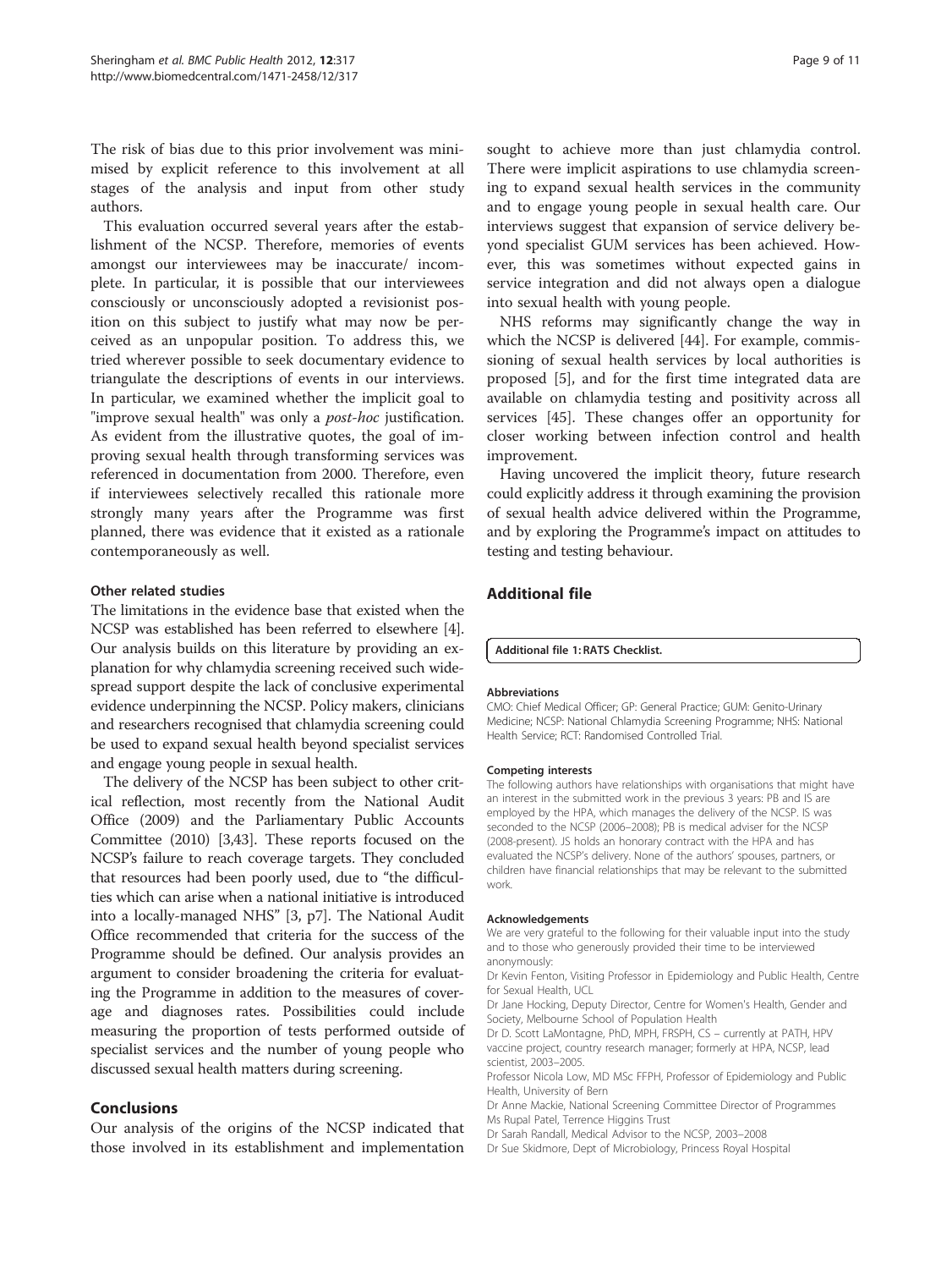The risk of bias due to this prior involvement was minimised by explicit reference to this involvement at all stages of the analysis and input from other study authors.

This evaluation occurred several years after the establishment of the NCSP. Therefore, memories of events amongst our interviewees may be inaccurate/ incomplete. In particular, it is possible that our interviewees consciously or unconsciously adopted a revisionist position on this subject to justify what may now be perceived as an unpopular position. To address this, we tried wherever possible to seek documentary evidence to triangulate the descriptions of events in our interviews. In particular, we examined whether the implicit goal to "improve sexual health" was only a *post-hoc* justification. As evident from the illustrative quotes, the goal of improving sexual health through transforming services was referenced in documentation from 2000. Therefore, even if interviewees selectively recalled this rationale more strongly many years after the Programme was first planned, there was evidence that it existed as a rationale contemporaneously as well.

### Other related studies

The limitations in the evidence base that existed when the NCSP was established has been referred to elsewhere [4]. Our analysis builds on this literature by providing an explanation for why chlamydia screening received such widespread support despite the lack of conclusive experimental evidence underpinning the NCSP. Policy makers, clinicians and researchers recognised that chlamydia screening could be used to expand sexual health beyond specialist services and engage young people in sexual health.

The delivery of the NCSP has been subject to other critical reflection, most recently from the National Audit Office (2009) and the Parliamentary Public Accounts Committee (2010) [3,43]. These reports focused on the NCSP's failure to reach coverage targets. They concluded that resources had been poorly used, due to "the difficulties which can arise when a national initiative is introduced into a locally-managed NHS" [3, p7]. The National Audit Office recommended that criteria for the success of the Programme should be defined. Our analysis provides an argument to consider broadening the criteria for evaluating the Programme in addition to the measures of coverage and diagnoses rates. Possibilities could include measuring the proportion of tests performed outside of specialist services and the number of young people who discussed sexual health matters during screening.

## Conclusions

Our analysis of the origins of the NCSP indicated that those involved in its establishment and implementation sought to achieve more than just chlamydia control. There were implicit aspirations to use chlamydia screening to expand sexual health services in the community and to engage young people in sexual health care. Our interviews suggest that expansion of service delivery beyond specialist GUM services has been achieved. However, this was sometimes without expected gains in service integration and did not always open a dialogue into sexual health with young people.

NHS reforms may significantly change the way in which the NCSP is delivered [44]. For example, commissioning of sexual health services by local authorities is proposed [5], and for the first time integrated data are available on chlamydia testing and positivity across all services [45]. These changes offer an opportunity for closer working between infection control and health improvement.

Having uncovered the implicit theory, future research could explicitly address it through examining the provision of sexual health advice delivered within the Programme, and by exploring the Programme's impact on attitudes to testing and testing behaviour.

## Additional file

**Additional file 1: RATS Checklist.**

#### Abbreviations

CMO: Chief Medical Officer; GP: General Practice; GUM: Genito-Urinary Medicine; NCSP: National Chlamydia Screening Programme; NHS: National Health Service; RCT: Randomised Controlled Trial.

#### Competing interests

The following authors have relationships with organisations that might have an interest in the submitted work in the previous 3 years: PB and IS are employed by the HPA, which manages the delivery of the NCSP. IS was seconded to the NCSP (2006–2008); PB is medical adviser for the NCSP (2008-present). JS holds an honorary contract with the HPA and has evaluated the NCSP's delivery. None of the authors' spouses, partners, or children have financial relationships that may be relevant to the submitted work.

#### Acknowledgements

We are very grateful to the following for their valuable input into the study and to those who generously provided their time to be interviewed anonymously:

Dr Kevin Fenton, Visiting Professor in Epidemiology and Public Health, Centre for Sexual Health, UCL

Dr Jane Hocking, Deputy Director, Centre for Women's Health, Gender and Society, Melbourne School of Population Health

Dr D. Scott LaMontagne, PhD, MPH, FRSPH, CS – currently at PATH, HPV vaccine project, country research manager; formerly at HPA, NCSP, lead scientist, 2003–2005.

Professor Nicola Low, MD MSc FFPH, Professor of Epidemiology and Public Health, University of Bern

Dr Anne Mackie, National Screening Committee Director of Programmes

Ms Rupal Patel, Terrence Higgins Trust

Dr Sarah Randall, Medical Advisor to the NCSP, 2003–2008

Dr Sue Skidmore, Dept of Microbiology, Princess Royal Hospital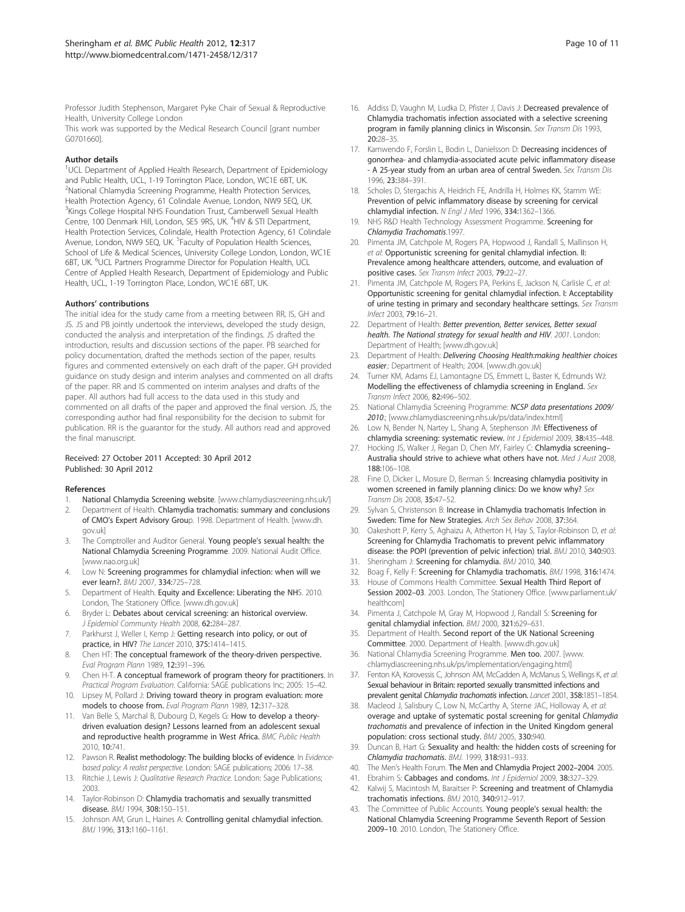Professor Judith Stephenson, Margaret Pyke Chair of Sexual & Reproductive Health, University College London

This work was supported by the Medical Research Council [grant number G0701660].

#### Author details

[1]UCL Department of Applied Health Research, Department of Epidemiology and Public Health, UCL, 1-19 Torrington Place, London, WC1E 6BT, UK. [2]National Chlamydia Screening Programme, Health Protection Services, Health Protection Agency, 61 Colindale Avenue, London, NW9 5EQ, UK. [3]Kings College Hospital NHS Foundation Trust, Camberwell Sexual Health Centre, 100 Denmark Hill, London, SE5 9RS, UK. [4]HIV & STI Department, Health Protection Services, Colindale, Health Protection Agency, 61 Colindale Avenue, London, NW9 5EQ, UK. [5]Faculty of Population Health Sciences, School of Life & Medical Sciences, University College London, London, WC1E 6BT, UK. [6]UCL Partners Programme Director for Population Health, UCL Centre of Applied Health Research, Department of Epidemiology and Public Health, UCL, 1-19 Torrington Place, London, WC1E 6BT, UK.

#### Authors' contributions

The initial idea for the study came from a meeting between RR, IS, GH and JS. JS and PB jointly undertook the interviews, developed the study design, conducted the analysis and interpretation of the findings. JS drafted the introduction, results and discussion sections of the paper. PB searched for policy documentation, drafted the methods section of the paper, results figures and commented extensively on each draft of the paper. GH provided guidance on study design and interim analyses and commented on all drafts of the paper. RR and IS commented on interim analyses and drafts of the paper. All authors had full access to the data used in this study and commented on all drafts of the paper and approved the final version. JS, the corresponding author had final responsibility for the decision to submit for publication. RR is the guarantor for the study. All authors read and approved the final manuscript.

Received: 27 October 2011 Accepted: 30 April 2012
Published: 30 April 2012

#### References

1. National Chlamydia Screening website. [www.chlamydiascreening.nhs.uk/]
2. Department of Health. **Chlamydia trachomatis: summary and conclusions of CMO's Expert Advisory Group**. 1998. Department of Health. [www.dh.gov.uk]
3. The Comptroller and Auditor General. **Young people's sexual health: the National Chlamydia Screening Programme**. 2009. National Audit Office. [www.nao.org.uk]
4. Low N: **Screening programmes for chlamydial infection: when will we ever learn?.** *BMJ* 2007, **334:**725–728.
5. Department of Health. **Equity and Excellence: Liberating the NHS**. 2010. London, The Stationery Office. [www.dh.gov.uk]
6. Bryder L: **Debates about cervical screening: an historical overview.** *J Epidemiol Community Health* 2008, **62:**284–287.
7. Parkhurst J, Weller I, Kemp J: **Getting research into policy, or out of practice, in HIV?** *The Lancet* 2010, **375:**1414–1415.
8. Chen HT: **The conceptual framework of the theory-driven perspective.** *Eval Program Plann* 1989, **12:**391–396.
9. Chen H-T. **A conceptual framework of program theory for practitioners**. In *Practical Program Evaluation*. California: SAGE publications Inc; 2005: 15–42.
10. Lipsey M, Pollard J: **Driving toward theory in program evaluation: more models to choose from.** *Eval Program Plann* 1989, **12:**317–328.
11. Van Belle S, Marchal B, Dubourg D, Kegels G: **How to develop a theory-driven evaluation design? Lessons learned from an adolescent sexual and reproductive health programme in West Africa.** *BMC Public Health* 2010, **10:**741.
12. Pawson R. **Realist methodology: The building blocks of evidence**. In *Evidence-based policy: A realist perspective*. London: SAGE publications; 2006: 17–38.
13. Ritchie J, Lewis J: *Qualitative Research Practice*. London: Sage Publications; 2003.
14. Taylor-Robinson D: **Chlamydia trachomatis and sexually transmitted disease.** *BMJ* 1994, **308:**150–151.
15. Johnson AM, Grun L, Haines A: **Controlling genital chlamydial infection.** *BMJ* 1996, **313:**1160–1161.
16. Addiss D, Vaughn M, Ludka D, Pfister J, Davis J: **Decreased prevalence of Chlamydia trachomatis infection associated with a selective screening program in family planning clinics in Wisconsin.** *Sex Transm Dis* 1993, **20:**28–35.
17. Kamwendo F, Forslin L, Bodin L, Danielsson D: **Decreasing incidences of gonorrhea- and chlamydia-associated acute pelvic inflammatory disease - A 25-year study from an urban area of central Sweden.** *Sex Transm Dis* 1996, **23:**384–391.
18. Scholes D, Stergachis A, Heidrich FE, Andrilla H, Holmes KK, Stamm WE: **Prevention of pelvic inflammatory disease by screening for cervical chlamydial infection.** *N Engl J Med* 1996, **334:**1362–1366.
19. NHS R&D Health Technology Assessment Programme. **Screening for** ***Chlamydia Trachomatis***.1997.
20. Pimenta JM, Catchpole M, Rogers PA, Hopwood J, Randall S, Mallinson H, *et al*: **Opportunistic screening for genital chlamydial infection. II: Prevalence among healthcare attenders, outcome, and evaluation of positive cases.** *Sex Transm Infect* 2003, **79:**22–27.
21. Pimenta JM, Catchpole M, Rogers PA, Perkins E, Jackson N, Carlisle C, *et al*: **Opportunistic screening for genital chlamydial infection. I: Acceptability of urine testing in primary and secondary healthcare settings.** *Sex Transm Infect* 2003, **79:**16–21.
22. Department of Health: ***Better prevention, Better services, Better sexual health. The National strategy for sexual health and HIV***. *2001*. London: Department of Health; [www.dh.gov.uk]
23. Department of Health: ***Delivering Choosing Health:making healthier choices easier***.: Department of Health; 2004. [www.dh.gov.uk]
24. Turner KM, Adams EJ, Lamontagne DS, Emmett L, Baster K, Edmunds WJ: **Modelling the effectiveness of chlamydia screening in England.** *Sex Transm Infect* 2006, **82:**496–502.
25. National Chlamydia Screening Programme: ***NCSP data presentations 2009/2010***.; [www.chlamydiascreening.nhs.uk/ps/data/index.html]
26. Low N, Bender N, Nartey L, Shang A, Stephenson JM: **Effectiveness of chlamydia screening: systematic review.** *Int J Epidemiol* 2009, **38:**435–448.
27. Hocking JS, Walker J, Regan D, Chen MY, Fairley C: **Chlamydia screening– Australia should strive to achieve what others have not.** *Med J Aust* 2008, **188:**106–108.
28. Fine D, Dicker L, Mosure D, Berman S: **Increasing chlamydia positivity in women screened in family planning clinics: Do we know why?** *Sex Transm Dis* 2008, **35:**47–52.
29. Sylvan S, Christenson B: **Increase in Chlamydia trachomatis Infection in Sweden: Time for New Strategies.** *Arch Sex Behav* 2008, **37:**364.
30. Oakeshott P, Kerry S, Aghaizu A, Atherton H, Hay S, Taylor-Robinson D, *et al*: **Screening for Chlamydia Trachomatis to prevent pelvic inflammatory disease: the POPI (prevention of pelvic infection) trial.** *BMJ* 2010, **340:**903.
31. Sheringham J: **Screening for chlamydia.** *BMJ* 2010, **340**.
32. Boag F, Kelly F: **Screening for Chlamydia trachomatis.** *BMJ* 1998, **316:**1474.
33. House of Commons Health Committee. **Sexual Health Third Report of Session 2002–03**. 2003. London, The Stationery Office. [www.parliament.uk/healthcom]
34. Pimenta J, Catchpole M, Gray M, Hopwood J, Randall S: **Screening for genital chlamydial infection.** *BMJ* 2000, **321:**629–631.
35. Department of Health. **Second report of the UK National Screening Committee**. 2000. Department of Health. [www.dh.gov.uk]
36. National Chlamydia Screening Programme. **Men too**. 2007. [www.chlamydiascreening.nhs.uk/ps/implementation/engaging.html]
37. Fenton KA, Korovessis C, Johnson AM, McCadden A, McManus S, Wellings K, *et al*: **Sexual behaviour in Britain: reported sexually transmitted infections and prevalent genital** ***Chlamydia trachomatis*** **infection.** *Lancet* 2001, **358:**1851–1854.
38. Macleod J, Salisbury C, Low N, McCarthy A, Sterne JAC, Holloway A, *et al*: **overage and uptake of systematic postal screening for genital** ***Chlamydia trachomatis*** **and prevalence of infection in the United Kingdom general population: cross sectional study.** *BMJ* 2005, **330:**940.
39. Duncan B, Hart G: **Sexuality and health: the hidden costs of screening for** ***Chlamydia trachomatis***. *BMJ.* 1999, **318:**931–933.
40. The Men's Health Forum. **The Men and Chlamydia Project 2002–2004**. 2005.
41. Ebrahim S: **Cabbages and condoms.** *Int J Epidemiol* 2009, **38:**327–329.
42. Kalwij S, Macintosh M, Baraitser P: **Screening and treatment of Chlamydia trachomatis infections.** *BMJ* 2010, **340:**912–917.
43. The Committee of Public Accounts. **Young people's sexual health: the National Chlamydia Screening Programme Seventh Report of Session 2009–10**. 2010. London, The Stationery Office.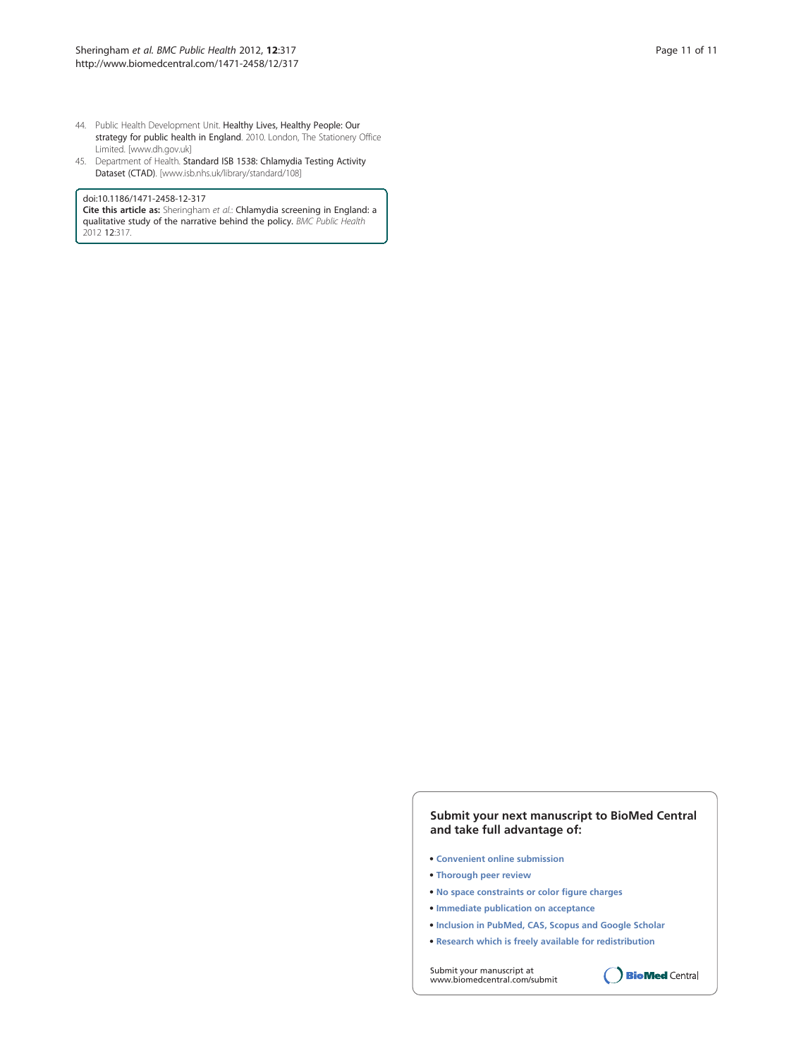44. Public Health Development Unit. **Healthy Lives, Healthy People: Our strategy for public health in England**. 2010. London, The Stationery Office Limited. [www.dh.gov.uk]
45. Department of Health. **Standard ISB 1538: Chlamydia Testing Activity Dataset (CTAD)**. [www.isb.nhs.uk/library/standard/108]

doi:10.1186/1471-2458-12-317
**Cite this article as:** Sheringham *et al.*: Chlamydia screening in England: a qualitative study of the narrative behind the policy. *BMC Public Health* 2012 **12**:317.

**Submit your next manuscript to BioMed Central and take full advantage of:**

- **Convenient online submission**
- **Thorough peer review**
- **No space constraints or color figure charges**
- **Immediate publication on acceptance**
- **Inclusion in PubMed, CAS, Scopus and Google Scholar**
- **Research which is freely available for redistribution**

Submit your manuscript at
www.biomedcentral.com/submit

**BioMed** Central